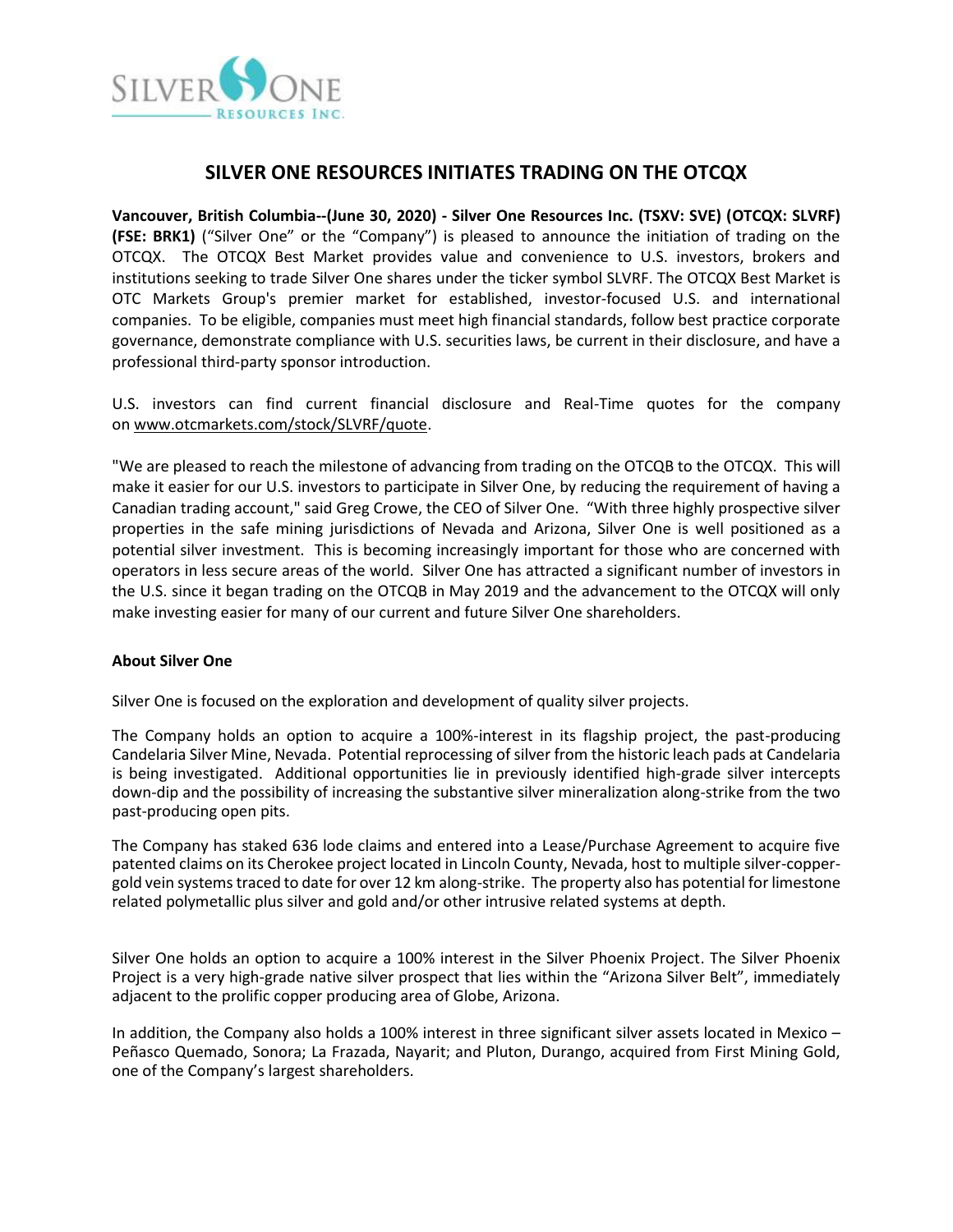# SILVER ONE RESOURCES INITIATES TRADING ON THE OTCQX

**Vancouver, British Columbia--(June 30, 2020) - Silver One Resources Inc. (TSXV: SVE) (OTCQX: SLVRF) (FSE: BRK1)** ("Silver One" or the "Company") is pleased to announce the initiation of trading on the OTCQX. The OTCQX Best Market provides value and convenience to U.S. investors, brokers and institutions seeking to trade Silver One shares under the ticker symbol SLVRF. The OTCQX Best Market is OTC Markets Group's premier market for established, investor-focused U.S. and international companies. To be eligible, companies must meet high financial standards, follow best practice corporate governance, demonstrate compliance with U.S. securities laws, be current in their disclosure, and have a professional third-party sponsor introduction.

U.S. investors can find current financial disclosure and Real-Time quotes for the company on www.otcmarkets.com/stock/SLVRF/quote.

"We are pleased to reach the milestone of advancing from trading on the OTCQB to the OTCQX. This will make it easier for our U.S. investors to participate in Silver One, by reducing the requirement of having a Canadian trading account," said Greg Crowe, the CEO of Silver One. "With three highly prospective silver properties in the safe mining jurisdictions of Nevada and Arizona, Silver One is well positioned as a potential silver investment. This is becoming increasingly important for those who are concerned with operators in less secure areas of the world. Silver One has attracted a significant number of investors in the U.S. since it began trading on the OTCQB in May 2019 and the advancement to the OTCQX will only make investing easier for many of our current and future Silver One shareholders.

**About Silver One**

Silver One is focused on the exploration and development of quality silver projects.

The Company holds an option to acquire a 100%-interest in its flagship project, the past-producing Candelaria Silver Mine, Nevada. Potential reprocessing of silver from the historic leach pads at Candelaria is being investigated. Additional opportunities lie in previously identified high-grade silver intercepts down-dip and the possibility of increasing the substantive silver mineralization along-strike from the two past-producing open pits.

The Company has staked 636 lode claims and entered into a Lease/Purchase Agreement to acquire five patented claims on its Cherokee project located in Lincoln County, Nevada, host to multiple silver-copper-gold vein systems traced to date for over 12 km along-strike. The property also has potential for limestone related polymetallic plus silver and gold and/or other intrusive related systems at depth.

Silver One holds an option to acquire a 100% interest in the Silver Phoenix Project. The Silver Phoenix Project is a very high-grade native silver prospect that lies within the "Arizona Silver Belt", immediately adjacent to the prolific copper producing area of Globe, Arizona.

In addition, the Company also holds a 100% interest in three significant silver assets located in Mexico – Peñasco Quemado, Sonora; La Frazada, Nayarit; and Pluton, Durango, acquired from First Mining Gold, one of the Company's largest shareholders.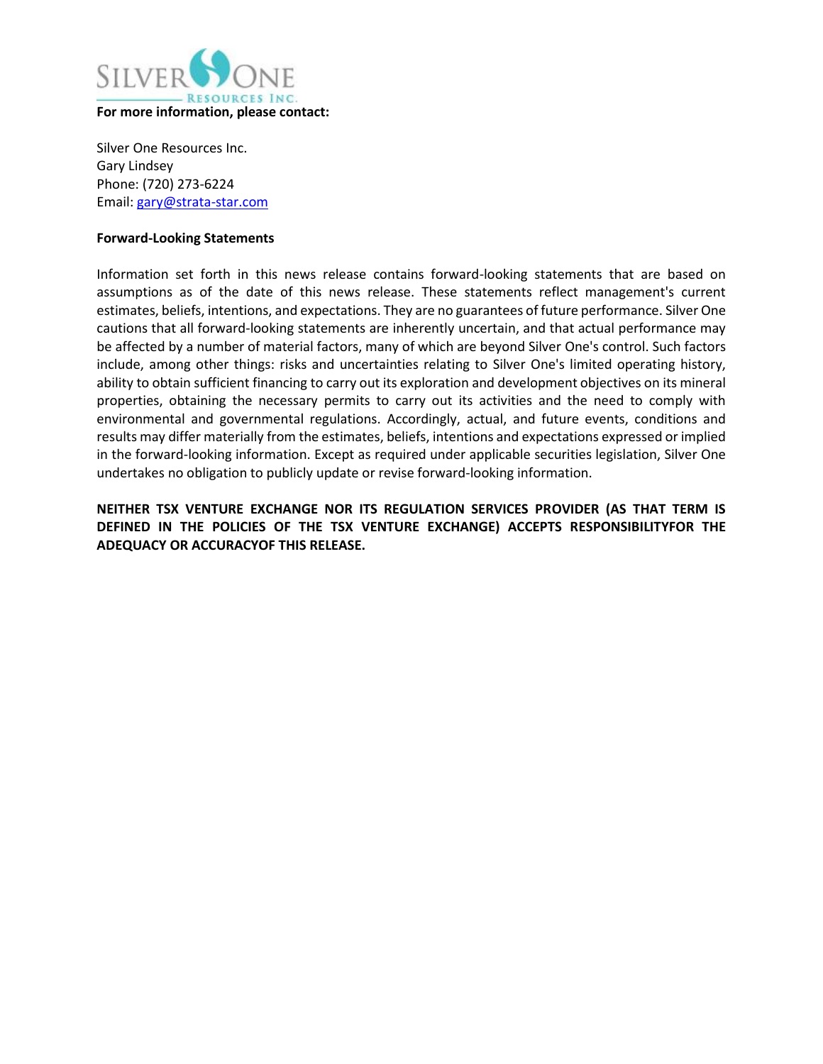**For more information, please contact:**

Silver One Resources Inc.
Gary Lindsey
Phone: (720) 273-6224
Email: [gary@strata-star.com](mailto:gary@strata-star.com)

**Forward-Looking Statements**

Information set forth in this news release contains forward-looking statements that are based on assumptions as of the date of this news release. These statements reflect management's current estimates, beliefs, intentions, and expectations. They are no guarantees of future performance. Silver One cautions that all forward-looking statements are inherently uncertain, and that actual performance may be affected by a number of material factors, many of which are beyond Silver One's control. Such factors include, among other things: risks and uncertainties relating to Silver One's limited operating history, ability to obtain sufficient financing to carry out its exploration and development objectives on its mineral properties, obtaining the necessary permits to carry out its activities and the need to comply with environmental and governmental regulations. Accordingly, actual, and future events, conditions and results may differ materially from the estimates, beliefs, intentions and expectations expressed or implied in the forward-looking information. Except as required under applicable securities legislation, Silver One undertakes no obligation to publicly update or revise forward-looking information.

**NEITHER TSX VENTURE EXCHANGE NOR ITS REGULATION SERVICES PROVIDER (AS THAT TERM IS DEFINED IN THE POLICIES OF THE TSX VENTURE EXCHANGE) ACCEPTS RESPONSIBILITYFOR THE ADEQUACY OR ACCURACYOF THIS RELEASE.**